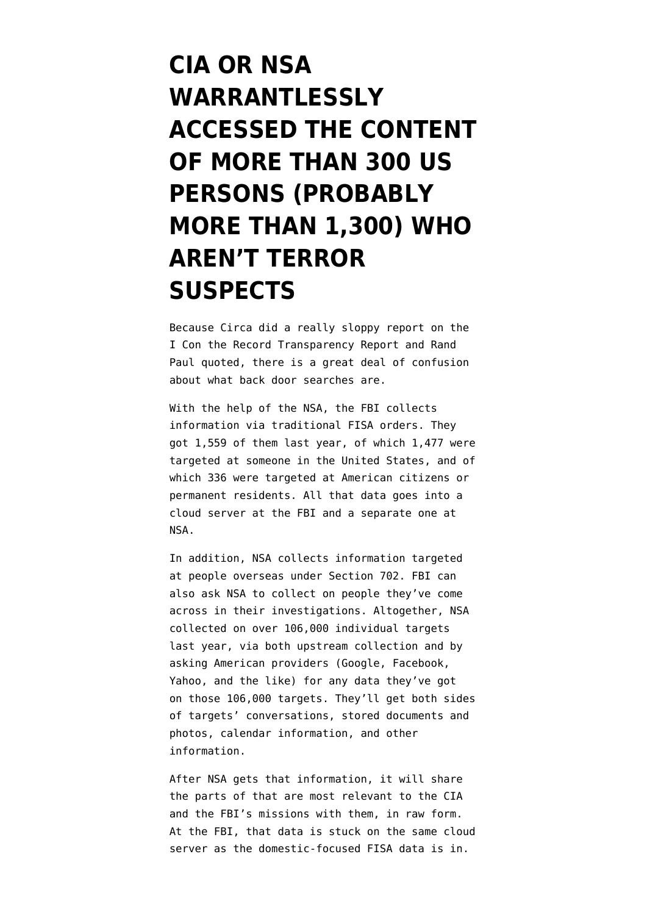# CIA OR NSA WARRANTLESSLY ACCESSED THE CONTENT OF MORE THAN 300 US PERSONS (PROBABLY MORE THAN 1,300) WHO AREN'T TERROR SUSPECTS

Because Circa did a really sloppy report on the I Con the Record Transparency Report and Rand Paul quoted, there is a great deal of confusion about what back door searches are.

With the help of the NSA, the FBI collects information via traditional FISA orders. They got 1,559 of them last year, of which 1,477 were targeted at someone in the United States, and of which 336 were targeted at American citizens or permanent residents. All that data goes into a cloud server at the FBI and a separate one at NSA.

In addition, NSA collects information targeted at people overseas under Section 702. FBI can also ask NSA to collect on people they've come across in their investigations. Altogether, NSA collected on over 106,000 individual targets last year, via both upstream collection and by asking American providers (Google, Facebook, Yahoo, and the like) for any data they've got on those 106,000 targets. They'll get both sides of targets' conversations, stored documents and photos, calendar information, and other information.

After NSA gets that information, it will share the parts of that are most relevant to the CIA and the FBI's missions with them, in raw form. At the FBI, that data is stuck on the same cloud server as the domestic-focused FISA data is in.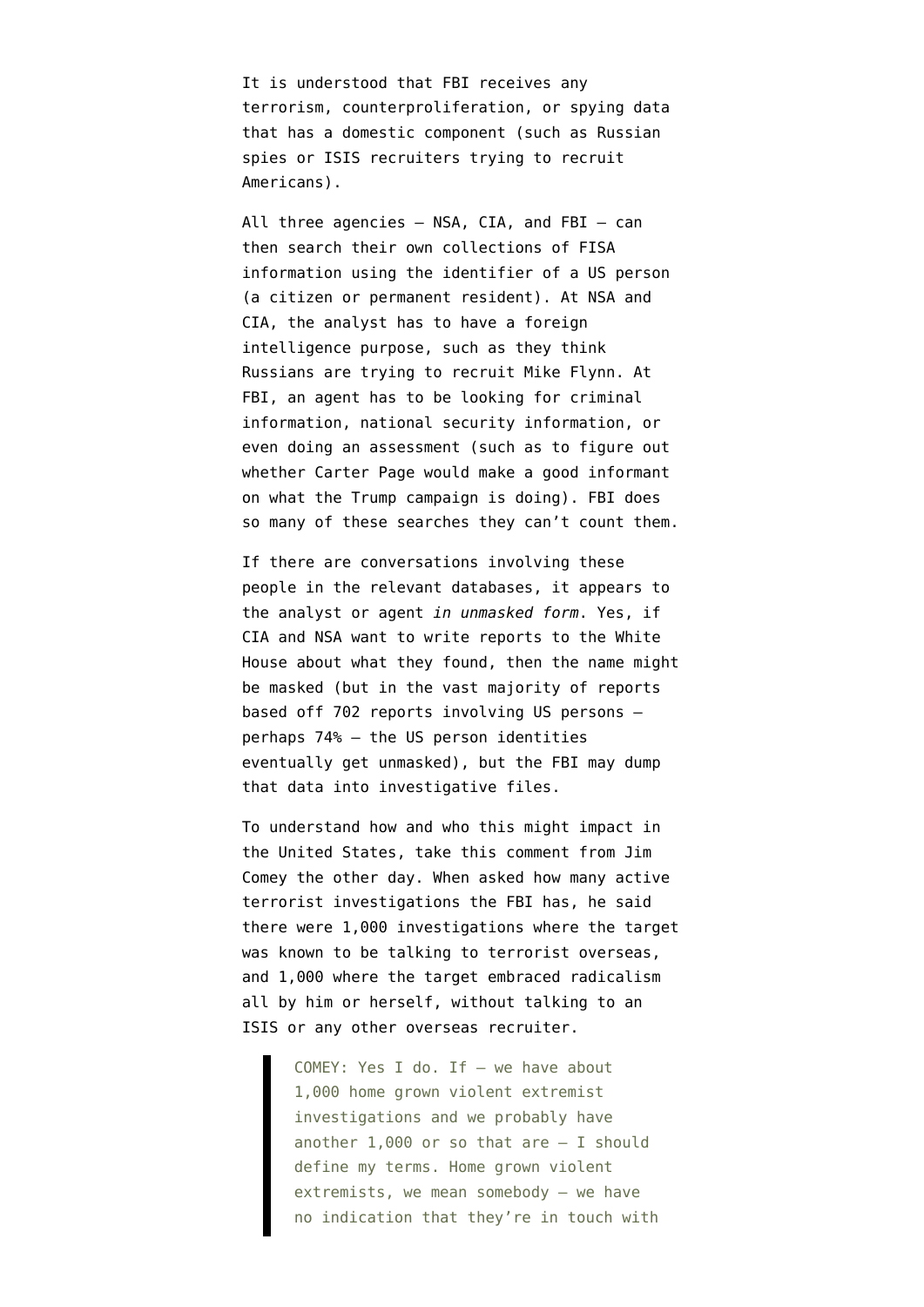It is understood that FBI receives any terrorism, counterproliferation, or spying data that has a domestic component (such as Russian spies or ISIS recruiters trying to recruit Americans).

All three agencies — NSA, CIA, and FBI — can then search their own collections of FISA information using the identifier of a US person (a citizen or permanent resident). At NSA and CIA, the analyst has to have a foreign intelligence purpose, such as they think Russians are trying to recruit Mike Flynn. At FBI, an agent has to be looking for criminal information, national security information, or even doing an assessment (such as to figure out whether Carter Page would make a good informant on what the Trump campaign is doing). FBI does so many of these searches they can't count them.

If there are conversations involving these people in the relevant databases, it appears to the analyst or agent *in unmasked form*. Yes, if CIA and NSA want to write reports to the White House about what they found, then the name might be masked (but in the vast majority of reports based off 702 reports involving US persons — perhaps 74% — the US person identities eventually get unmasked), but the FBI may dump that data into investigative files.

To understand how and who this might impact in the United States, take this comment from Jim Comey the other day. When asked how many active terrorist investigations the FBI has, he said there were 1,000 investigations where the target was known to be talking to terrorist overseas, and 1,000 where the target embraced radicalism all by him or herself, without talking to an ISIS or any other overseas recruiter.

> COMEY: Yes I do. If — we have about 1,000 home grown violent extremist investigations and we probably have another 1,000 or so that are — I should define my terms. Home grown violent extremists, we mean somebody — we have no indication that they're in touch with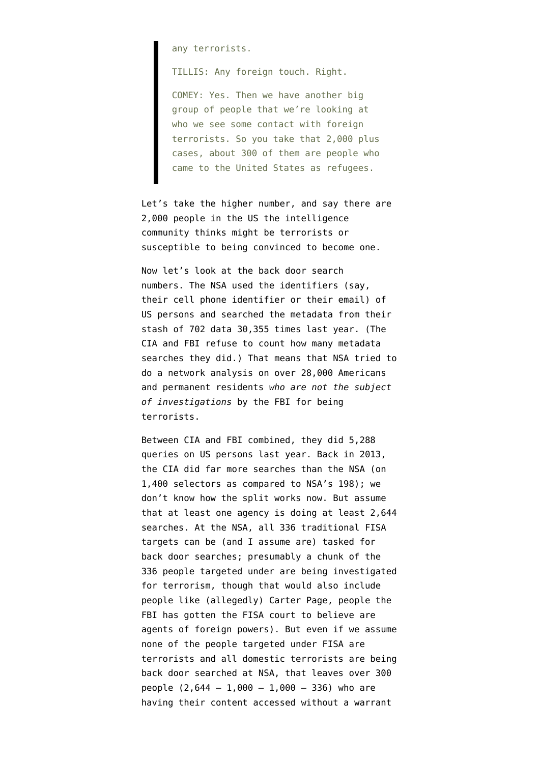> any terrorists.
>
> TILLIS: Any foreign touch. Right.
>
> COMEY: Yes. Then we have another big group of people that we're looking at who we see some contact with foreign terrorists. So you take that 2,000 plus cases, about 300 of them are people who came to the United States as refugees.

Let's take the higher number, and say there are 2,000 people in the US the intelligence community thinks might be terrorists or susceptible to being convinced to become one.

Now let's look at the back door search numbers. The NSA used the identifiers (say, their cell phone identifier or their email) of US persons and searched the metadata from their stash of 702 data 30,355 times last year. (The CIA and FBI refuse to count how many metadata searches they did.) That means that NSA tried to do a network analysis on over 28,000 Americans and permanent residents *who are not the subject of investigations* by the FBI for being terrorists.

Between CIA and FBI combined, they did 5,288 queries on US persons last year. Back in 2013, the CIA did far more searches than the NSA (on 1,400 selectors as compared to NSA's 198); we don't know how the split works now. But assume that at least one agency is doing at least 2,644 searches. At the NSA, all 336 traditional FISA targets can be (and I assume are) tasked for back door searches; presumably a chunk of the 336 people targeted under are being investigated for terrorism, though that would also include people like (allegedly) Carter Page, people the FBI has gotten the FISA court to believe are agents of foreign powers). But even if we assume none of the people targeted under FISA are terrorists and all domestic terrorists are being back door searched at NSA, that leaves over 300 people (2,644 – 1,000 – 1,000 – 336) who are having their content accessed without a warrant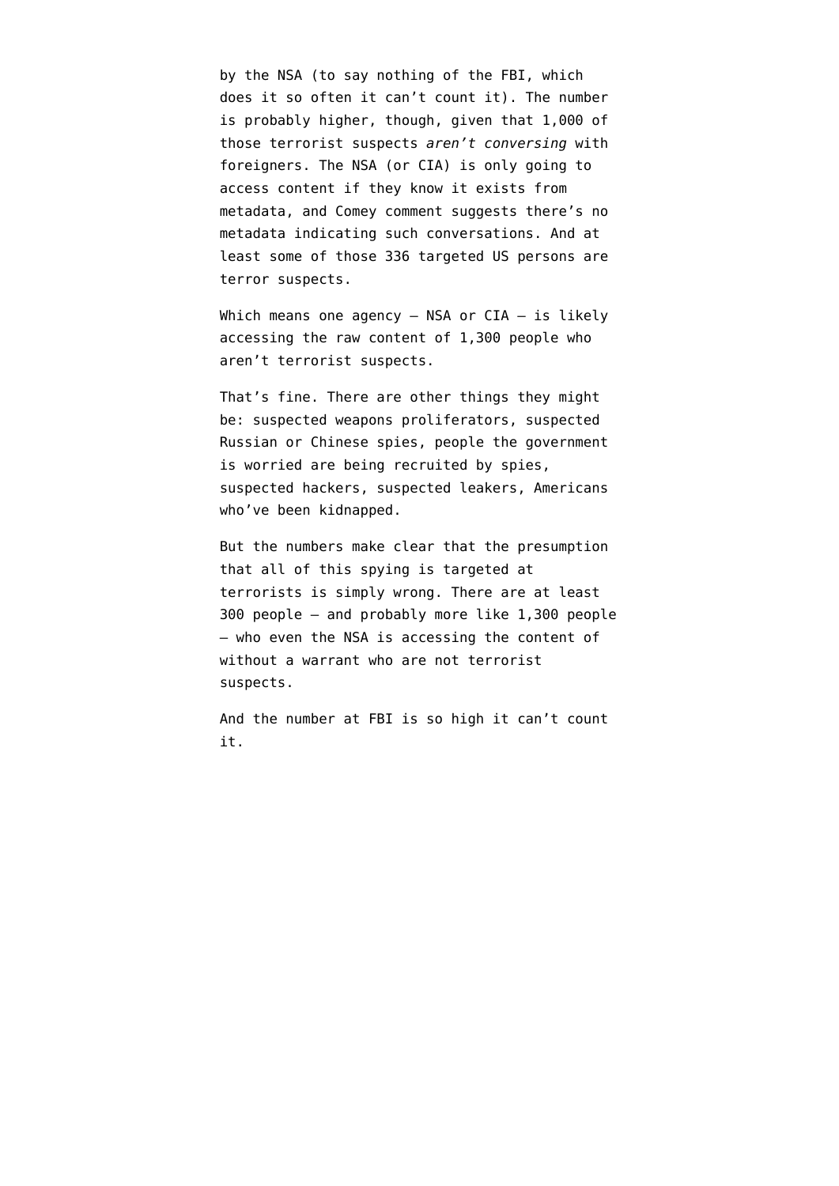by the NSA (to say nothing of the FBI, which does it so often it can't count it). The number is probably higher, though, given that 1,000 of those terrorist suspects *aren't conversing* with foreigners. The NSA (or CIA) is only going to access content if they know it exists from metadata, and Comey comment suggests there's no metadata indicating such conversations. And at least some of those 336 targeted US persons are terror suspects.

Which means one agency — NSA or CIA — is likely accessing the raw content of 1,300 people who aren't terrorist suspects.

That's fine. There are other things they might be: suspected weapons proliferators, suspected Russian or Chinese spies, people the government is worried are being recruited by spies, suspected hackers, suspected leakers, Americans who've been kidnapped.

But the numbers make clear that the presumption that all of this spying is targeted at terrorists is simply wrong. There are at least 300 people — and probably more like 1,300 people — who even the NSA is accessing the content of without a warrant who are not terrorist suspects.

And the number at FBI is so high it can't count it.